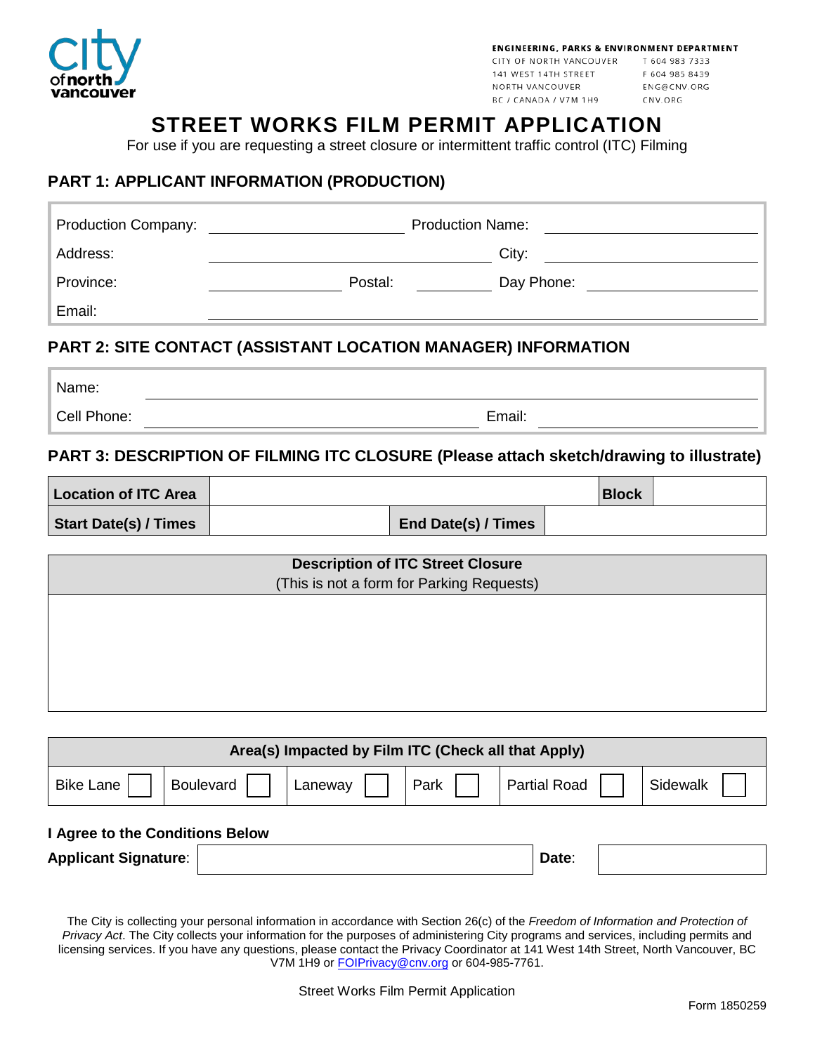ENGINEERING, PARKS & ENVIRONMENT DEPARTMENT
CITY OF NORTH VANCOUVER
141 WEST 14TH STREET
NORTH VANCOUVER
BC / CANADA / V7M 1H9
T 604 983 7333
F 604 985 8439
ENG@CNV.ORG
CNV.ORG

# STREET WORKS FILM PERMIT APPLICATION

For use if you are requesting a street closure or intermittent traffic control (ITC) Filming

## PART 1: APPLICANT INFORMATION (PRODUCTION)

Production Company: ____________________ Production Name: ____________________

Address: ____________________ City: ____________________

Province: __________ Postal: __________ Day Phone: ____________________

Email: ____________________

## PART 2: SITE CONTACT (ASSISTANT LOCATION MANAGER) INFORMATION

Name: ____________________

Cell Phone: ____________________ Email: ____________________

## PART 3: DESCRIPTION OF FILMING ITC CLOSURE (Please attach sketch/drawing to illustrate)

| **Location of ITC Area** | | **Block** | |
|---|---|---|---|
| **Start Date(s) / Times** | | **End Date(s) / Times** | |

| **Description of ITC Street Closure** (This is not a form for Parking Requests) |
|---|
| |

| **Area(s) Impacted by Film ITC (Check all that Apply)** | | | | | |
|---|---|---|---|---|---|
| Bike Lane ☐ | Boulevard ☐ | Laneway ☐ | Park ☐ | Partial Road ☐ | Sidewalk ☐ |

**I Agree to the Conditions Below**

**Applicant Signature**: ____________________ **Date**: __________

The City is collecting your personal information in accordance with Section 26(c) of the *Freedom of Information and Protection of Privacy Act*. The City collects your information for the purposes of administering City programs and services, including permits and licensing services. If you have any questions, please contact the Privacy Coordinator at 141 West 14th Street, North Vancouver, BC V7M 1H9 or FOIPrivacy@cnv.org or 604-985-7761.

Form 1850259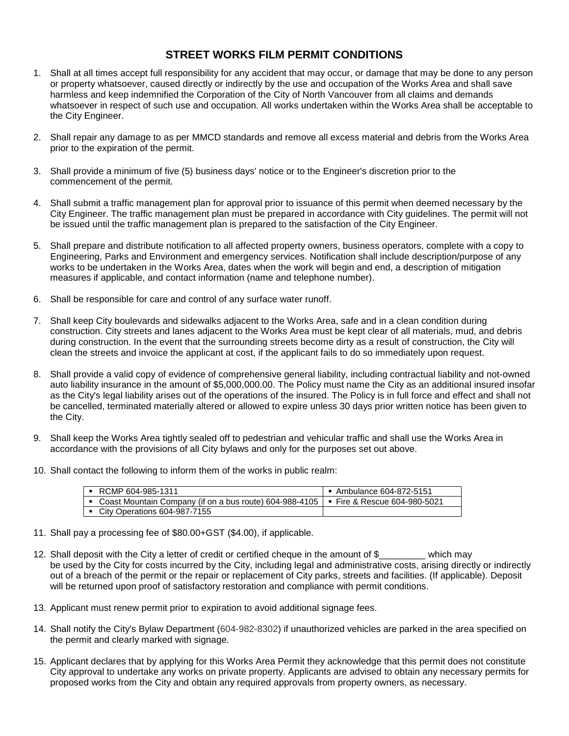# STREET WORKS FILM PERMIT CONDITIONS

1. Shall at all times accept full responsibility for any accident that may occur, or damage that may be done to any person or property whatsoever, caused directly or indirectly by the use and occupation of the Works Area and shall save harmless and keep indemnified the Corporation of the City of North Vancouver from all claims and demands whatsoever in respect of such use and occupation. All works undertaken within the Works Area shall be acceptable to the City Engineer.

2. Shall repair any damage to as per MMCD standards and remove all excess material and debris from the Works Area prior to the expiration of the permit.

3. Shall provide a minimum of five (5) business days' notice or to the Engineer's discretion prior to the commencement of the permit.

4. Shall submit a traffic management plan for approval prior to issuance of this permit when deemed necessary by the City Engineer. The traffic management plan must be prepared in accordance with City guidelines. The permit will not be issued until the traffic management plan is prepared to the satisfaction of the City Engineer.

5. Shall prepare and distribute notification to all affected property owners, business operators, complete with a copy to Engineering, Parks and Environment and emergency services. Notification shall include description/purpose of any works to be undertaken in the Works Area, dates when the work will begin and end, a description of mitigation measures if applicable, and contact information (name and telephone number).

6. Shall be responsible for care and control of any surface water runoff.

7. Shall keep City boulevards and sidewalks adjacent to the Works Area, safe and in a clean condition during construction. City streets and lanes adjacent to the Works Area must be kept clear of all materials, mud, and debris during construction. In the event that the surrounding streets become dirty as a result of construction, the City will clean the streets and invoice the applicant at cost, if the applicant fails to do so immediately upon request.

8. Shall provide a valid copy of evidence of comprehensive general liability, including contractual liability and not-owned auto liability insurance in the amount of $5,000,000.00. The Policy must name the City as an additional insured insofar as the City's legal liability arises out of the operations of the insured. The Policy is in full force and effect and shall not be cancelled, terminated materially altered or allowed to expire unless 30 days prior written notice has been given to the City.

9. Shall keep the Works Area tightly sealed off to pedestrian and vehicular traffic and shall use the Works Area in accordance with the provisions of all City bylaws and only for the purposes set out above.

10. Shall contact the following to inform them of the works in public realm:

| | |
|---|---|
| ▪ RCMP 604-985-1311 | ▪ Ambulance 604-872-5151 |
| ▪ Coast Mountain Company (if on a bus route) 604-988-4105 | ▪ Fire & Rescue 604-980-5021 |
| ▪ City Operations 604-987-7155 | |

11. Shall pay a processing fee of $80.00+GST ($4.00), if applicable.

12. Shall deposit with the City a letter of credit or certified cheque in the amount of $_________ which may be used by the City for costs incurred by the City, including legal and administrative costs, arising directly or indirectly out of a breach of the permit or the repair or replacement of City parks, streets and facilities. (If applicable). Deposit will be returned upon proof of satisfactory restoration and compliance with permit conditions.

13. Applicant must renew permit prior to expiration to avoid additional signage fees.

14. Shall notify the City's Bylaw Department (604-982-8302) if unauthorized vehicles are parked in the area specified on the permit and clearly marked with signage.

15. Applicant declares that by applying for this Works Area Permit they acknowledge that this permit does not constitute City approval to undertake any works on private property. Applicants are advised to obtain any necessary permits for proposed works from the City and obtain any required approvals from property owners, as necessary.